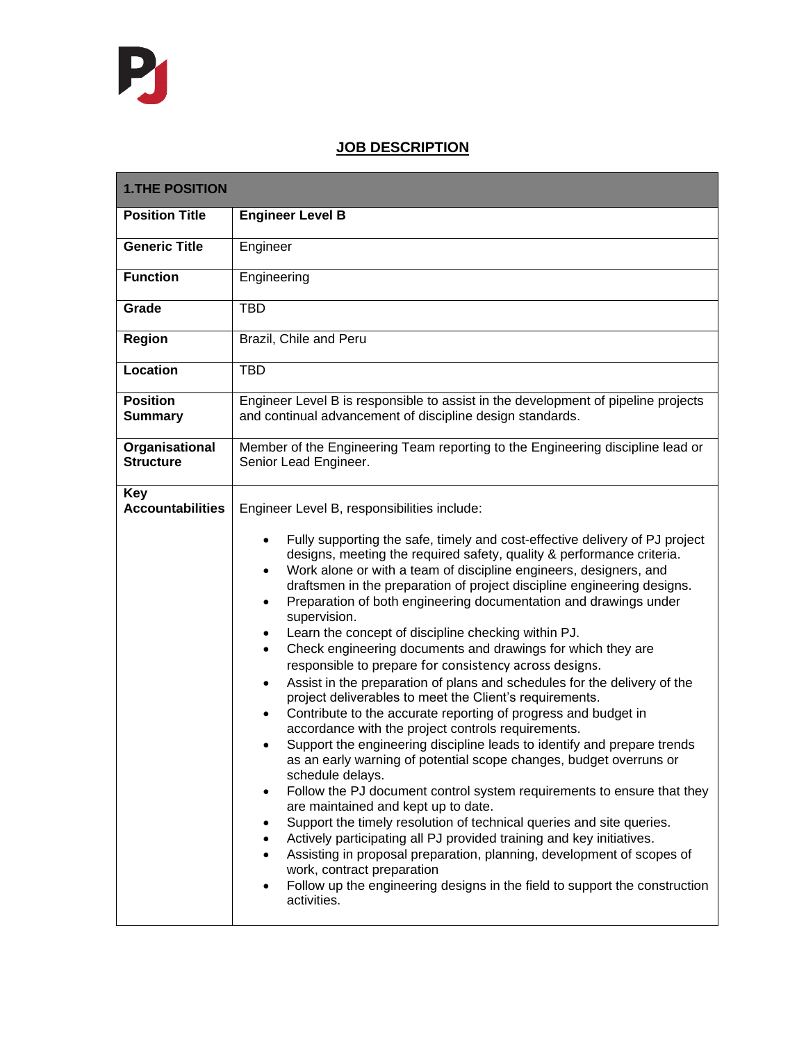# JOB DESCRIPTION

| 1.THE POSITION | |
|---|---|
| **Position Title** | **Engineer Level B** |
| **Generic Title** | Engineer |
| **Function** | Engineering |
| **Grade** | TBD |
| **Region** | Brazil, Chile and Peru |
| **Location** | TBD |
| **Position Summary** | Engineer Level B is responsible to assist in the development of pipeline projects and continual advancement of discipline design standards. |
| **Organisational Structure** | Member of the Engineering Team reporting to the Engineering discipline lead or Senior Lead Engineer. |
| **Key Accountabilities** | Engineer Level B, responsibilities include:<br><br>• Fully supporting the safe, timely and cost-effective delivery of PJ project designs, meeting the required safety, quality & performance criteria.<br>• Work alone or with a team of discipline engineers, designers, and draftsmen in the preparation of project discipline engineering designs.<br>• Preparation of both engineering documentation and drawings under supervision.<br>• Learn the concept of discipline checking within PJ.<br>• Check engineering documents and drawings for which they are responsible to prepare for consistency across designs.<br>• Assist in the preparation of plans and schedules for the delivery of the project deliverables to meet the Client's requirements.<br>• Contribute to the accurate reporting of progress and budget in accordance with the project controls requirements.<br>• Support the engineering discipline leads to identify and prepare trends as an early warning of potential scope changes, budget overruns or schedule delays.<br>• Follow the PJ document control system requirements to ensure that they are maintained and kept up to date.<br>• Support the timely resolution of technical queries and site queries.<br>• Actively participating all PJ provided training and key initiatives.<br>• Assisting in proposal preparation, planning, development of scopes of work, contract preparation<br>• Follow up the engineering designs in the field to support the construction activities. |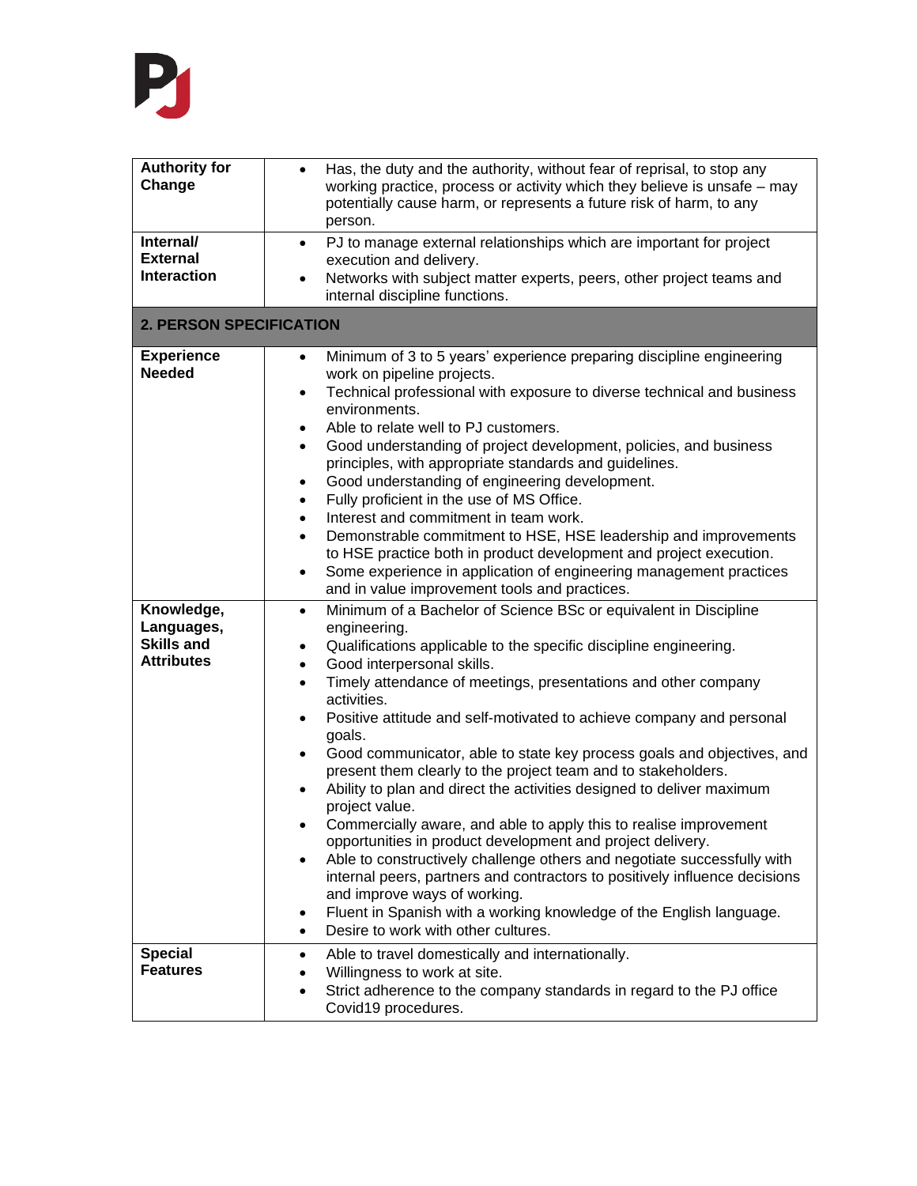| | |
|---|---|
| **Authority for Change** | • Has, the duty and the authority, without fear of reprisal, to stop any working practice, process or activity which they believe is unsafe – may potentially cause harm, or represents a future risk of harm, to any person. |
| **Internal/ External Interaction** | • PJ to manage external relationships which are important for project execution and delivery.<br>• Networks with subject matter experts, peers, other project teams and internal discipline functions. |
| **2. PERSON SPECIFICATION** | |
| **Experience Needed** | • Minimum of 3 to 5 years' experience preparing discipline engineering work on pipeline projects.<br>• Technical professional with exposure to diverse technical and business environments.<br>• Able to relate well to PJ customers.<br>• Good understanding of project development, policies, and business principles, with appropriate standards and guidelines.<br>• Good understanding of engineering development.<br>• Fully proficient in the use of MS Office.<br>• Interest and commitment in team work.<br>• Demonstrable commitment to HSE, HSE leadership and improvements to HSE practice both in product development and project execution.<br>• Some experience in application of engineering management practices and in value improvement tools and practices. |
| **Knowledge, Languages, Skills and Attributes** | • Minimum of a Bachelor of Science BSc or equivalent in Discipline engineering.<br>• Qualifications applicable to the specific discipline engineering.<br>• Good interpersonal skills.<br>• Timely attendance of meetings, presentations and other company activities.<br>• Positive attitude and self-motivated to achieve company and personal goals.<br>• Good communicator, able to state key process goals and objectives, and present them clearly to the project team and to stakeholders.<br>• Ability to plan and direct the activities designed to deliver maximum project value.<br>• Commercially aware, and able to apply this to realise improvement opportunities in product development and project delivery.<br>• Able to constructively challenge others and negotiate successfully with internal peers, partners and contractors to positively influence decisions and improve ways of working.<br>• Fluent in Spanish with a working knowledge of the English language.<br>• Desire to work with other cultures. |
| **Special Features** | • Able to travel domestically and internationally.<br>• Willingness to work at site.<br>• Strict adherence to the company standards in regard to the PJ office Covid19 procedures. |